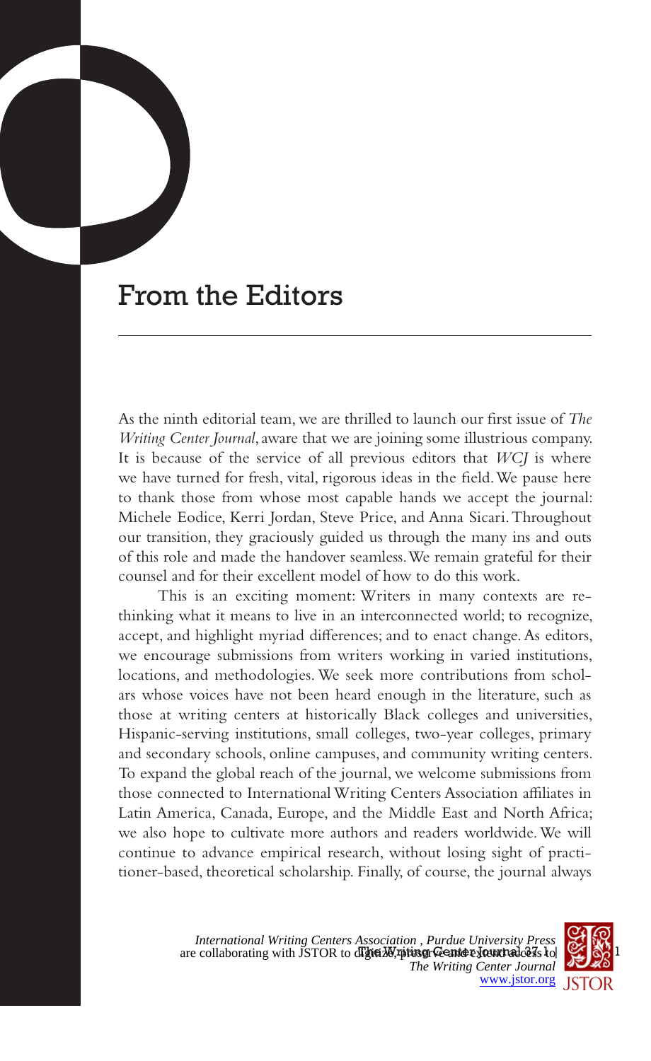# From the Editors

As the ninth editorial team, we are thrilled to launch our first issue of *The Writing Center Journal*, aware that we are joining some illustrious company. It is because of the service of all previous editors that *WCJ* is where we have turned for fresh, vital, rigorous ideas in the field. We pause here to thank those from whose most capable hands we accept the journal: Michele Eodice, Kerri Jordan, Steve Price, and Anna Sicari. Throughout our transition, they graciously guided us through the many ins and outs of this role and made the handover seamless. We remain grateful for their counsel and for their excellent model of how to do this work.

This is an exciting moment: Writers in many contexts are rethinking what it means to live in an interconnected world; to recognize, accept, and highlight myriad differences; and to enact change. As editors, we encourage submissions from writers working in varied institutions, locations, and methodologies. We seek more contributions from scholars whose voices have not been heard enough in the literature, such as those at writing centers at historically Black colleges and universities, Hispanic-serving institutions, small colleges, two-year colleges, primary and secondary schools, online campuses, and community writing centers. To expand the global reach of the journal, we welcome submissions from those connected to International Writing Centers Association affiliates in Latin America, Canada, Europe, and the Middle East and North Africa; we also hope to cultivate more authors and readers worldwide. We will continue to advance empirical research, without losing sight of practitioner-based, theoretical scholarship. Finally, of course, the journal always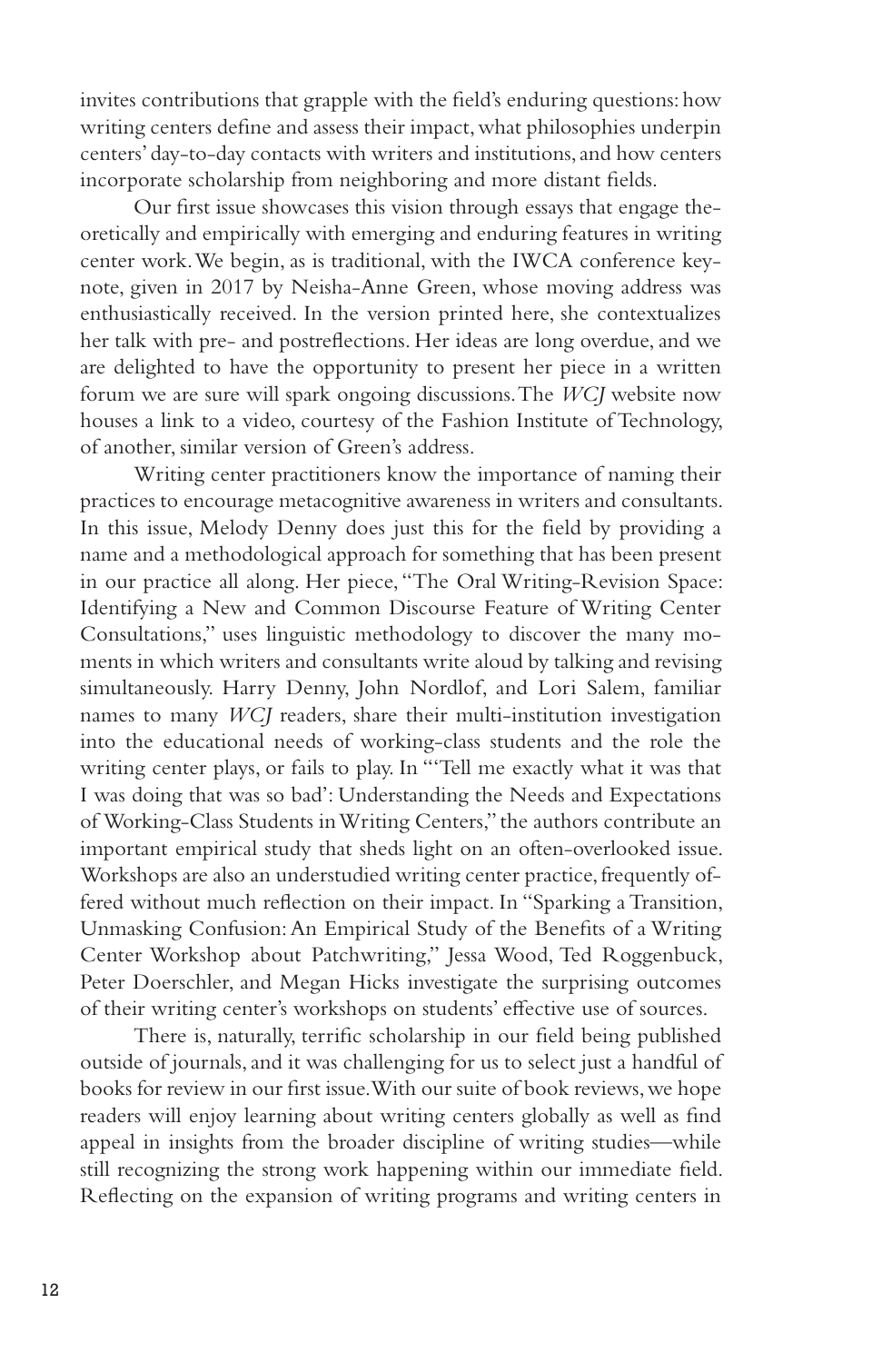invites contributions that grapple with the field's enduring questions: how writing centers define and assess their impact, what philosophies underpin centers' day-to-day contacts with writers and institutions, and how centers incorporate scholarship from neighboring and more distant fields.

Our first issue showcases this vision through essays that engage theoretically and empirically with emerging and enduring features in writing center work. We begin, as is traditional, with the IWCA conference keynote, given in 2017 by Neisha-Anne Green, whose moving address was enthusiastically received. In the version printed here, she contextualizes her talk with pre- and postreflections. Her ideas are long overdue, and we are delighted to have the opportunity to present her piece in a written forum we are sure will spark ongoing discussions. The *WCJ* website now houses a link to a video, courtesy of the Fashion Institute of Technology, of another, similar version of Green's address.

Writing center practitioners know the importance of naming their practices to encourage metacognitive awareness in writers and consultants. In this issue, Melody Denny does just this for the field by providing a name and a methodological approach for something that has been present in our practice all along. Her piece, "The Oral Writing-Revision Space: Identifying a New and Common Discourse Feature of Writing Center Consultations," uses linguistic methodology to discover the many moments in which writers and consultants write aloud by talking and revising simultaneously. Harry Denny, John Nordlof, and Lori Salem, familiar names to many *WCJ* readers, share their multi-institution investigation into the educational needs of working-class students and the role the writing center plays, or fails to play. In "'Tell me exactly what it was that I was doing that was so bad': Understanding the Needs and Expectations of Working-Class Students in Writing Centers," the authors contribute an important empirical study that sheds light on an often-overlooked issue. Workshops are also an understudied writing center practice, frequently offered without much reflection on their impact. In "Sparking a Transition, Unmasking Confusion: An Empirical Study of the Benefits of a Writing Center Workshop about Patchwriting," Jessa Wood, Ted Roggenbuck, Peter Doerschler, and Megan Hicks investigate the surprising outcomes of their writing center's workshops on students' effective use of sources.

There is, naturally, terrific scholarship in our field being published outside of journals, and it was challenging for us to select just a handful of books for review in our first issue. With our suite of book reviews, we hope readers will enjoy learning about writing centers globally as well as find appeal in insights from the broader discipline of writing studies—while still recognizing the strong work happening within our immediate field. Reflecting on the expansion of writing programs and writing centers in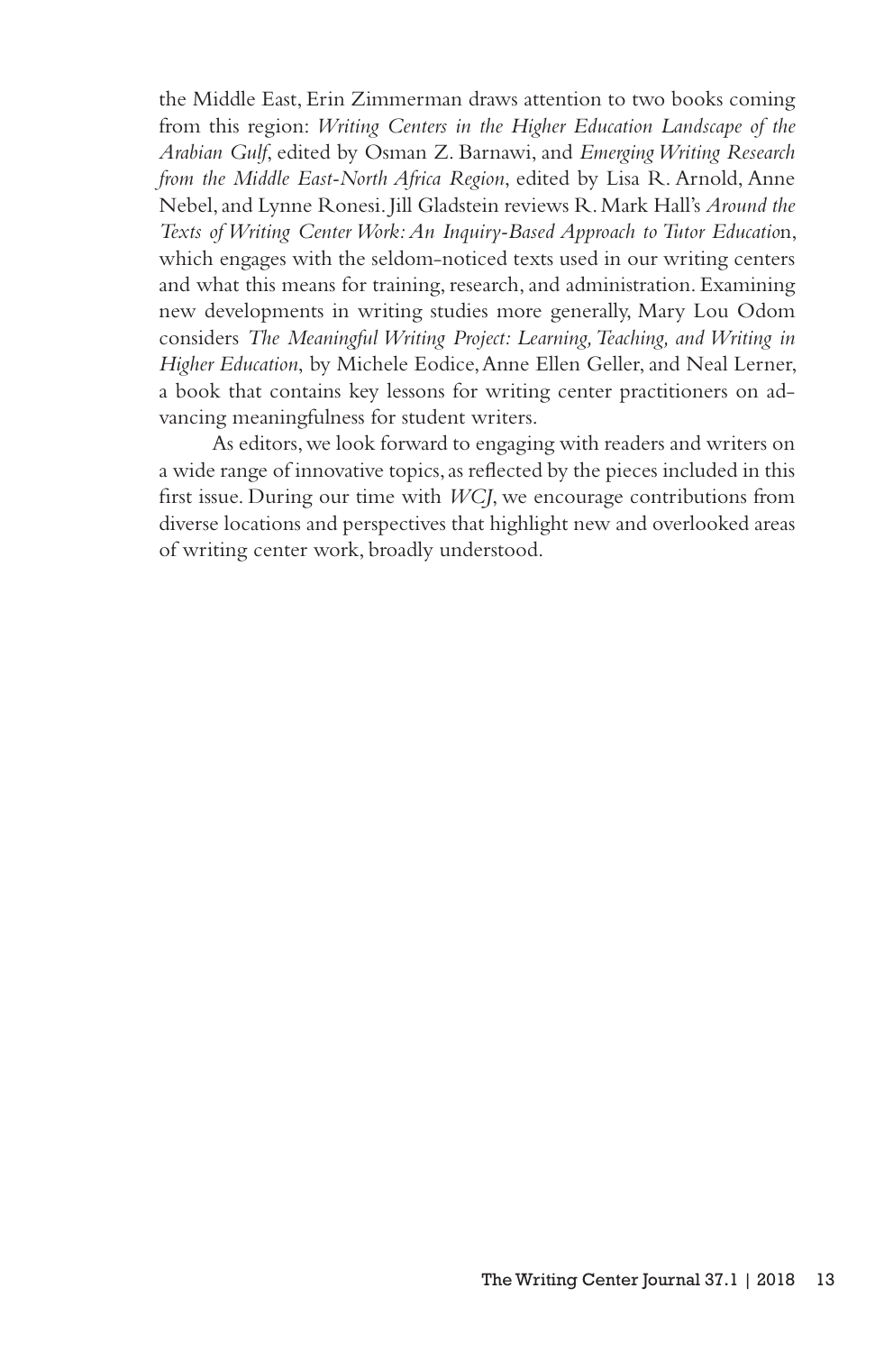the Middle East, Erin Zimmerman draws attention to two books coming from this region: *Writing Centers in the Higher Education Landscape of the Arabian Gulf*, edited by Osman Z. Barnawi, and *Emerging Writing Research from the Middle East-North Africa Region*, edited by Lisa R. Arnold, Anne Nebel, and Lynne Ronesi. Jill Gladstein reviews R. Mark Hall's *Around the Texts of Writing Center Work: An Inquiry-Based Approach to Tutor Educatio*n, which engages with the seldom-noticed texts used in our writing centers and what this means for training, research, and administration. Examining new developments in writing studies more generally, Mary Lou Odom considers *The Meaningful Writing Project: Learning, Teaching, and Writing in Higher Education*, by Michele Eodice, Anne Ellen Geller, and Neal Lerner, a book that contains key lessons for writing center practitioners on advancing meaningfulness for student writers.

As editors, we look forward to engaging with readers and writers on a wide range of innovative topics, as reflected by the pieces included in this first issue. During our time with *WCJ*, we encourage contributions from diverse locations and perspectives that highlight new and overlooked areas of writing center work, broadly understood.